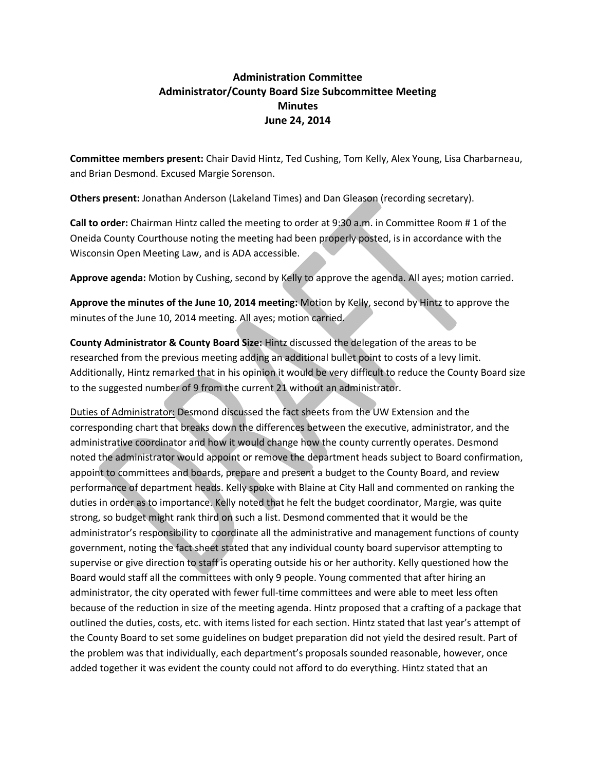**Administration Committee**
**Administrator/County Board Size Subcommittee Meeting**
**Minutes**
**June 24, 2014**

**Committee members present:** Chair David Hintz, Ted Cushing, Tom Kelly, Alex Young, Lisa Charbarneau, and Brian Desmond. Excused Margie Sorenson.

**Others present:** Jonathan Anderson (Lakeland Times) and Dan Gleason (recording secretary).

**Call to order:** Chairman Hintz called the meeting to order at 9:30 a.m. in Committee Room # 1 of the Oneida County Courthouse noting the meeting had been properly posted, is in accordance with the Wisconsin Open Meeting Law, and is ADA accessible.

**Approve agenda:** Motion by Cushing, second by Kelly to approve the agenda. All ayes; motion carried.

**Approve the minutes of the June 10, 2014 meeting:** Motion by Kelly, second by Hintz to approve the minutes of the June 10, 2014 meeting. All ayes; motion carried.

**County Administrator & County Board Size:** Hintz discussed the delegation of the areas to be researched from the previous meeting adding an additional bullet point to costs of a levy limit. Additionally, Hintz remarked that in his opinion it would be very difficult to reduce the County Board size to the suggested number of 9 from the current 21 without an administrator.

Duties of Administrator: Desmond discussed the fact sheets from the UW Extension and the corresponding chart that breaks down the differences between the executive, administrator, and the administrative coordinator and how it would change how the county currently operates. Desmond noted the administrator would appoint or remove the department heads subject to Board confirmation, appoint to committees and boards, prepare and present a budget to the County Board, and review performance of department heads. Kelly spoke with Blaine at City Hall and commented on ranking the duties in order as to importance. Kelly noted that he felt the budget coordinator, Margie, was quite strong, so budget might rank third on such a list. Desmond commented that it would be the administrator's responsibility to coordinate all the administrative and management functions of county government, noting the fact sheet stated that any individual county board supervisor attempting to supervise or give direction to staff is operating outside his or her authority. Kelly questioned how the Board would staff all the committees with only 9 people. Young commented that after hiring an administrator, the city operated with fewer full-time committees and were able to meet less often because of the reduction in size of the meeting agenda. Hintz proposed that a crafting of a package that outlined the duties, costs, etc. with items listed for each section. Hintz stated that last year's attempt of the County Board to set some guidelines on budget preparation did not yield the desired result. Part of the problem was that individually, each department's proposals sounded reasonable, however, once added together it was evident the county could not afford to do everything. Hintz stated that an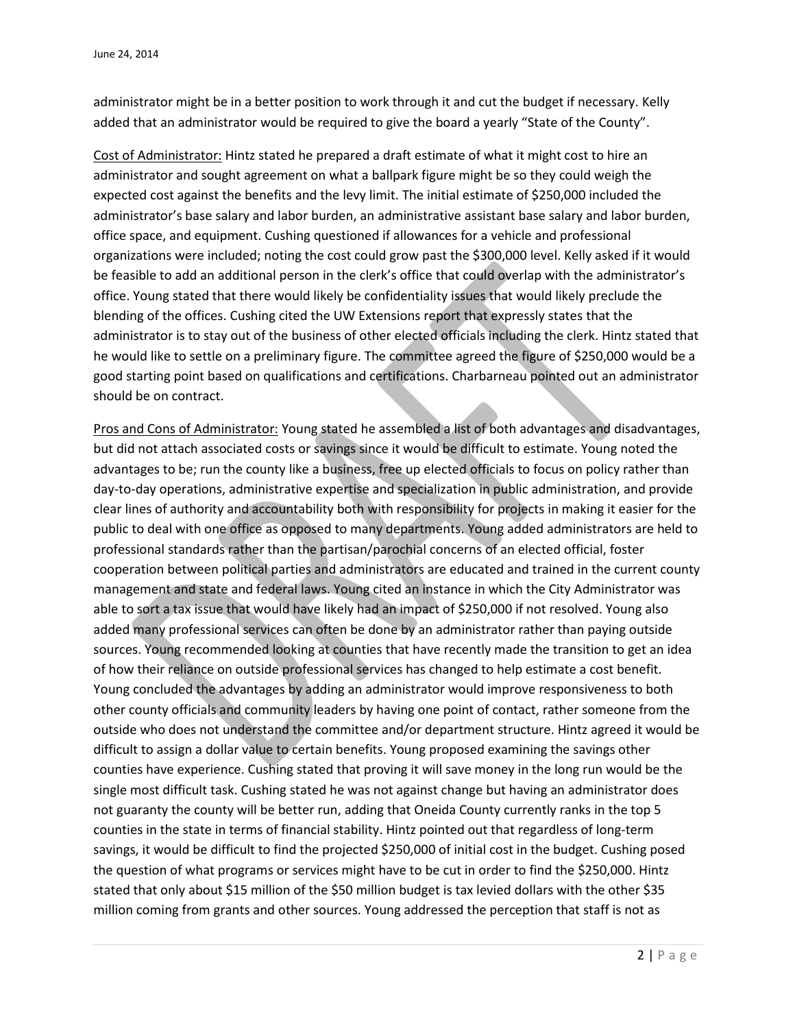administrator might be in a better position to work through it and cut the budget if necessary. Kelly added that an administrator would be required to give the board a yearly "State of the County".

Cost of Administrator: Hintz stated he prepared a draft estimate of what it might cost to hire an administrator and sought agreement on what a ballpark figure might be so they could weigh the expected cost against the benefits and the levy limit. The initial estimate of $250,000 included the administrator's base salary and labor burden, an administrative assistant base salary and labor burden, office space, and equipment. Cushing questioned if allowances for a vehicle and professional organizations were included; noting the cost could grow past the $300,000 level. Kelly asked if it would be feasible to add an additional person in the clerk's office that could overlap with the administrator's office. Young stated that there would likely be confidentiality issues that would likely preclude the blending of the offices. Cushing cited the UW Extensions report that expressly states that the administrator is to stay out of the business of other elected officials including the clerk. Hintz stated that he would like to settle on a preliminary figure. The committee agreed the figure of $250,000 would be a good starting point based on qualifications and certifications. Charbarneau pointed out an administrator should be on contract.

Pros and Cons of Administrator: Young stated he assembled a list of both advantages and disadvantages, but did not attach associated costs or savings since it would be difficult to estimate. Young noted the advantages to be; run the county like a business, free up elected officials to focus on policy rather than day-to-day operations, administrative expertise and specialization in public administration, and provide clear lines of authority and accountability both with responsibility for projects in making it easier for the public to deal with one office as opposed to many departments. Young added administrators are held to professional standards rather than the partisan/parochial concerns of an elected official, foster cooperation between political parties and administrators are educated and trained in the current county management and state and federal laws. Young cited an instance in which the City Administrator was able to sort a tax issue that would have likely had an impact of $250,000 if not resolved. Young also added many professional services can often be done by an administrator rather than paying outside sources. Young recommended looking at counties that have recently made the transition to get an idea of how their reliance on outside professional services has changed to help estimate a cost benefit. Young concluded the advantages by adding an administrator would improve responsiveness to both other county officials and community leaders by having one point of contact, rather someone from the outside who does not understand the committee and/or department structure. Hintz agreed it would be difficult to assign a dollar value to certain benefits. Young proposed examining the savings other counties have experience. Cushing stated that proving it will save money in the long run would be the single most difficult task. Cushing stated he was not against change but having an administrator does not guaranty the county will be better run, adding that Oneida County currently ranks in the top 5 counties in the state in terms of financial stability. Hintz pointed out that regardless of long-term savings, it would be difficult to find the projected $250,000 of initial cost in the budget. Cushing posed the question of what programs or services might have to be cut in order to find the $250,000. Hintz stated that only about $15 million of the $50 million budget is tax levied dollars with the other $35 million coming from grants and other sources. Young addressed the perception that staff is not as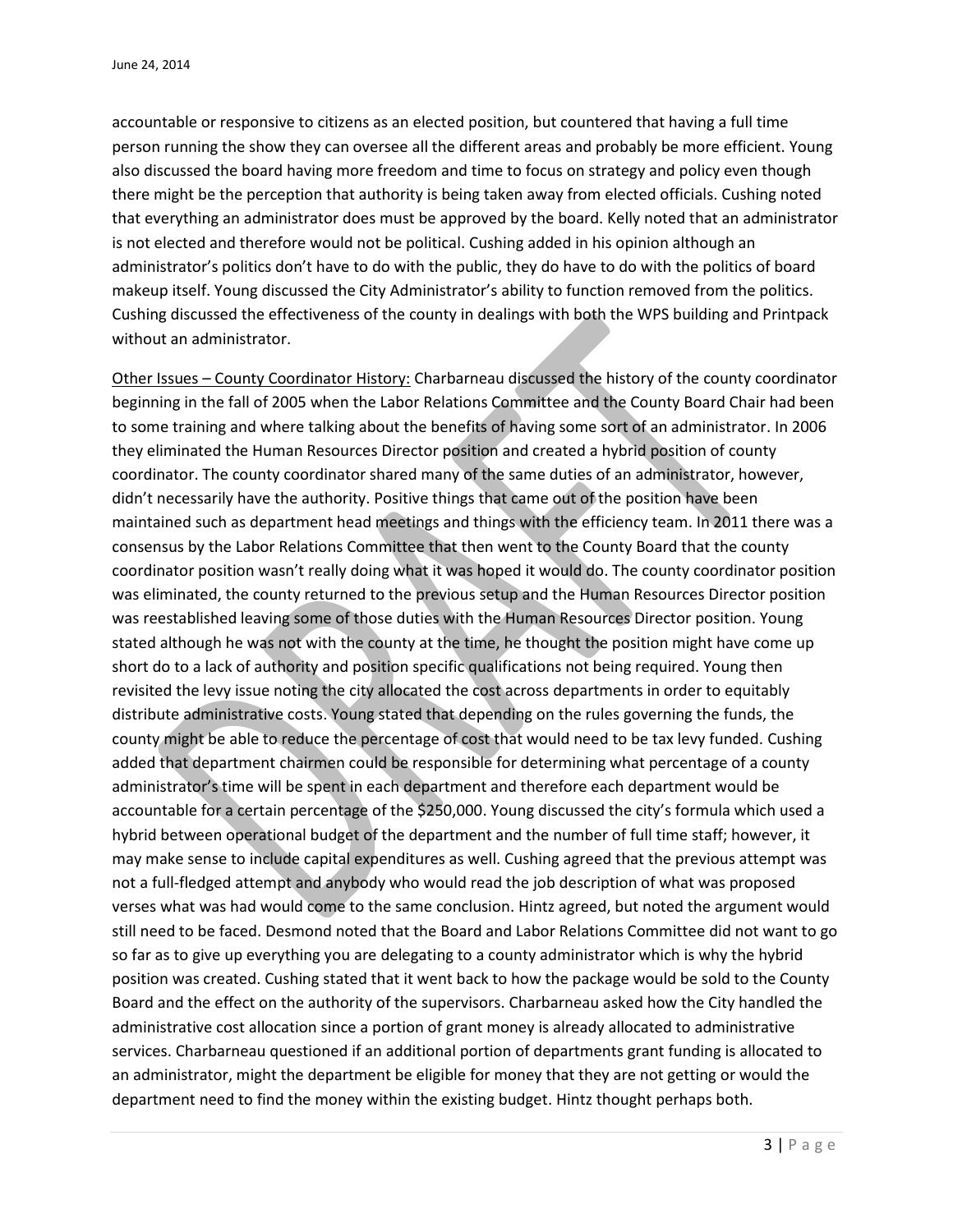accountable or responsive to citizens as an elected position, but countered that having a full time person running the show they can oversee all the different areas and probably be more efficient. Young also discussed the board having more freedom and time to focus on strategy and policy even though there might be the perception that authority is being taken away from elected officials. Cushing noted that everything an administrator does must be approved by the board. Kelly noted that an administrator is not elected and therefore would not be political. Cushing added in his opinion although an administrator's politics don't have to do with the public, they do have to do with the politics of board makeup itself. Young discussed the City Administrator's ability to function removed from the politics. Cushing discussed the effectiveness of the county in dealings with both the WPS building and Printpack without an administrator.

Other Issues – County Coordinator History: Charbarneau discussed the history of the county coordinator beginning in the fall of 2005 when the Labor Relations Committee and the County Board Chair had been to some training and where talking about the benefits of having some sort of an administrator. In 2006 they eliminated the Human Resources Director position and created a hybrid position of county coordinator. The county coordinator shared many of the same duties of an administrator, however, didn't necessarily have the authority. Positive things that came out of the position have been maintained such as department head meetings and things with the efficiency team. In 2011 there was a consensus by the Labor Relations Committee that then went to the County Board that the county coordinator position wasn't really doing what it was hoped it would do. The county coordinator position was eliminated, the county returned to the previous setup and the Human Resources Director position was reestablished leaving some of those duties with the Human Resources Director position. Young stated although he was not with the county at the time, he thought the position might have come up short do to a lack of authority and position specific qualifications not being required. Young then revisited the levy issue noting the city allocated the cost across departments in order to equitably distribute administrative costs. Young stated that depending on the rules governing the funds, the county might be able to reduce the percentage of cost that would need to be tax levy funded. Cushing added that department chairmen could be responsible for determining what percentage of a county administrator's time will be spent in each department and therefore each department would be accountable for a certain percentage of the $250,000. Young discussed the city's formula which used a hybrid between operational budget of the department and the number of full time staff; however, it may make sense to include capital expenditures as well. Cushing agreed that the previous attempt was not a full-fledged attempt and anybody who would read the job description of what was proposed verses what was had would come to the same conclusion. Hintz agreed, but noted the argument would still need to be faced. Desmond noted that the Board and Labor Relations Committee did not want to go so far as to give up everything you are delegating to a county administrator which is why the hybrid position was created. Cushing stated that it went back to how the package would be sold to the County Board and the effect on the authority of the supervisors. Charbarneau asked how the City handled the administrative cost allocation since a portion of grant money is already allocated to administrative services. Charbarneau questioned if an additional portion of departments grant funding is allocated to an administrator, might the department be eligible for money that they are not getting or would the department need to find the money within the existing budget. Hintz thought perhaps both.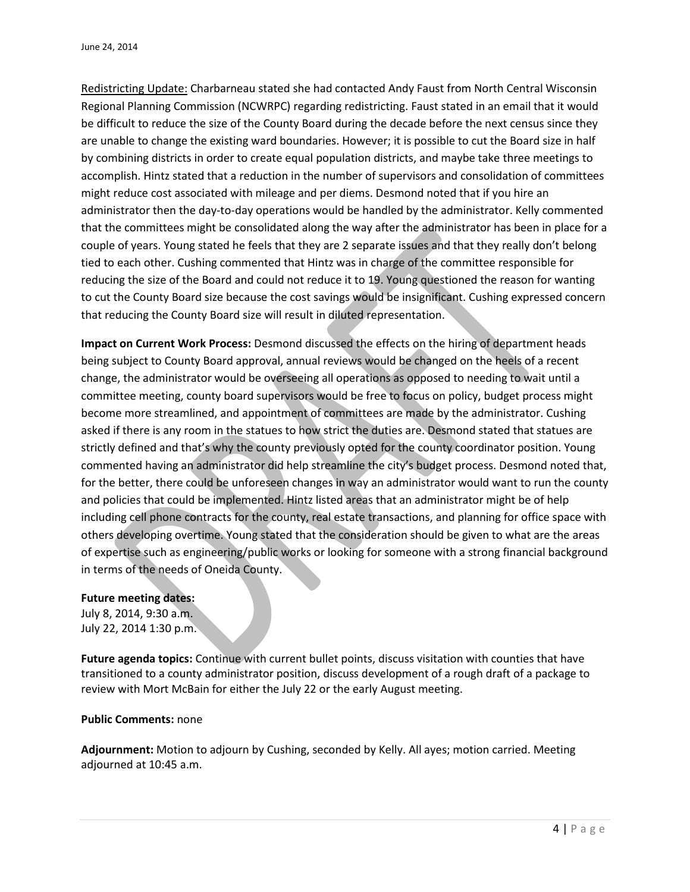Redistricting Update: Charbarneau stated she had contacted Andy Faust from North Central Wisconsin Regional Planning Commission (NCWRPC) regarding redistricting. Faust stated in an email that it would be difficult to reduce the size of the County Board during the decade before the next census since they are unable to change the existing ward boundaries. However; it is possible to cut the Board size in half by combining districts in order to create equal population districts, and maybe take three meetings to accomplish. Hintz stated that a reduction in the number of supervisors and consolidation of committees might reduce cost associated with mileage and per diems. Desmond noted that if you hire an administrator then the day-to-day operations would be handled by the administrator. Kelly commented that the committees might be consolidated along the way after the administrator has been in place for a couple of years. Young stated he feels that they are 2 separate issues and that they really don't belong tied to each other. Cushing commented that Hintz was in charge of the committee responsible for reducing the size of the Board and could not reduce it to 19. Young questioned the reason for wanting to cut the County Board size because the cost savings would be insignificant. Cushing expressed concern that reducing the County Board size will result in diluted representation.

**Impact on Current Work Process:** Desmond discussed the effects on the hiring of department heads being subject to County Board approval, annual reviews would be changed on the heels of a recent change, the administrator would be overseeing all operations as opposed to needing to wait until a committee meeting, county board supervisors would be free to focus on policy, budget process might become more streamlined, and appointment of committees are made by the administrator. Cushing asked if there is any room in the statues to how strict the duties are. Desmond stated that statues are strictly defined and that's why the county previously opted for the county coordinator position. Young commented having an administrator did help streamline the city's budget process. Desmond noted that, for the better, there could be unforeseen changes in way an administrator would want to run the county and policies that could be implemented. Hintz listed areas that an administrator might be of help including cell phone contracts for the county, real estate transactions, and planning for office space with others developing overtime. Young stated that the consideration should be given to what are the areas of expertise such as engineering/public works or looking for someone with a strong financial background in terms of the needs of Oneida County.

**Future meeting dates:**
July 8, 2014, 9:30 a.m.
July 22, 2014 1:30 p.m.

**Future agenda topics:** Continue with current bullet points, discuss visitation with counties that have transitioned to a county administrator position, discuss development of a rough draft of a package to review with Mort McBain for either the July 22 or the early August meeting.

**Public Comments:** none

**Adjournment:** Motion to adjourn by Cushing, seconded by Kelly. All ayes; motion carried. Meeting adjourned at 10:45 a.m.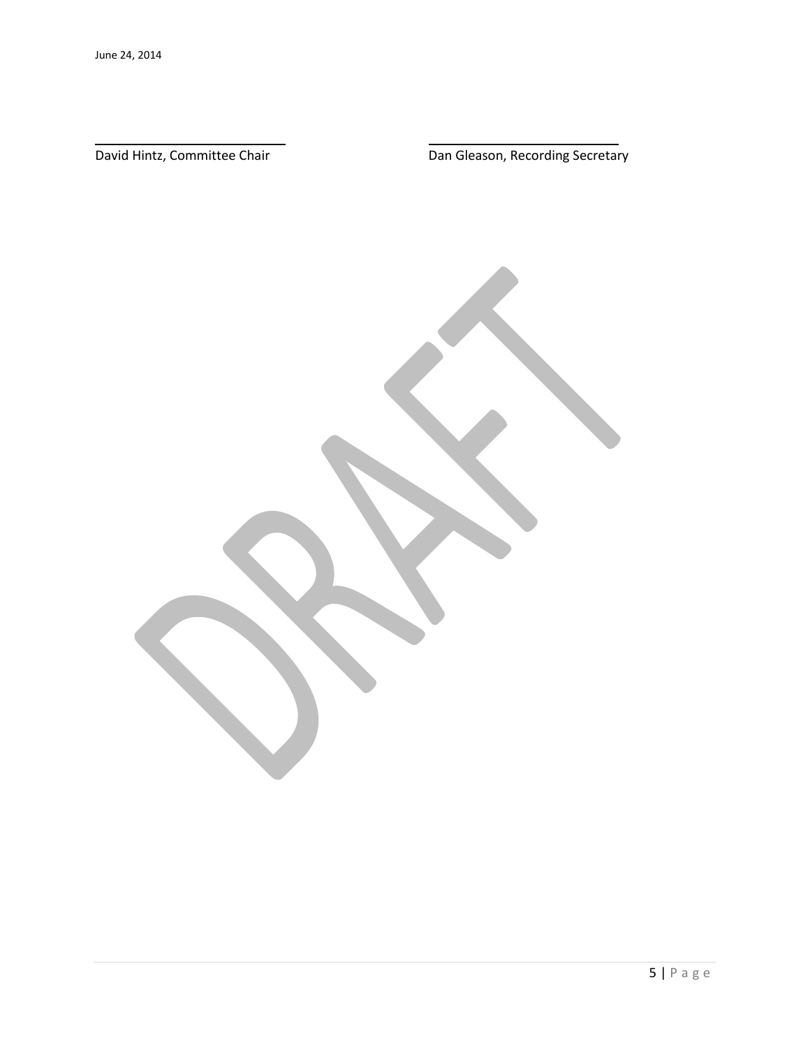David Hintz, Committee Chair

Dan Gleason, Recording Secretary